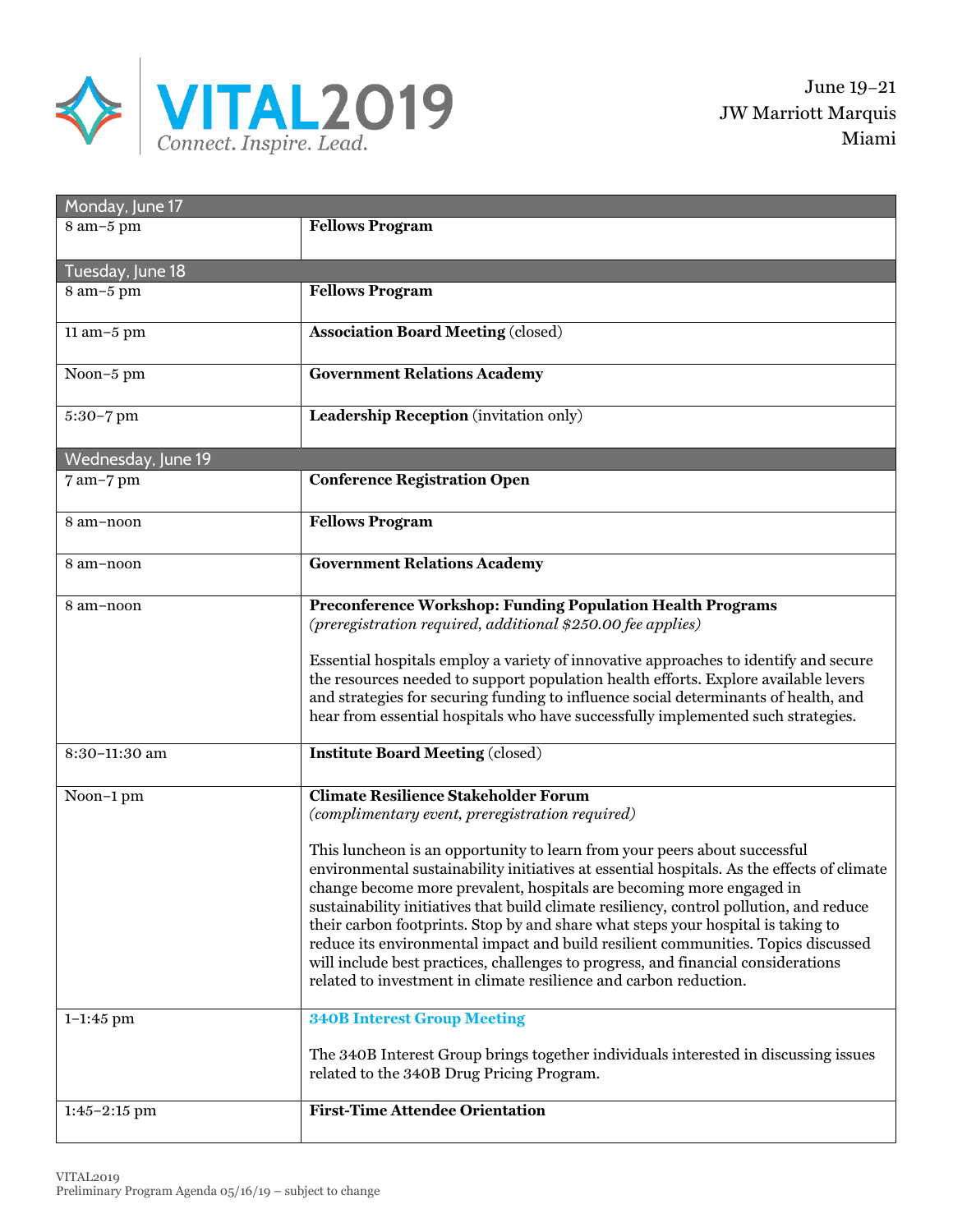# VITAL2019

*Connect. Inspire. Lead.*

June 19–21
JW Marriott Marquis
Miami

| Monday, June 17 | |
|---|---|
| 8 am–5 pm | **Fellows Program** |
| **Tuesday, June 18** | |
| 8 am–5 pm | **Fellows Program** |
| 11 am–5 pm | **Association Board Meeting** (closed) |
| Noon–5 pm | **Government Relations Academy** |
| 5:30–7 pm | **Leadership Reception** (invitation only) |
| **Wednesday, June 19** | |
| 7 am–7 pm | **Conference Registration Open** |
| 8 am–noon | **Fellows Program** |
| 8 am–noon | **Government Relations Academy** |
| 8 am–noon | **Preconference Workshop: Funding Population Health Programs** *(preregistration required, additional $250.00 fee applies)* <br><br> Essential hospitals employ a variety of innovative approaches to identify and secure the resources needed to support population health efforts. Explore available levers and strategies for securing funding to influence social determinants of health, and hear from essential hospitals who have successfully implemented such strategies. |
| 8:30–11:30 am | **Institute Board Meeting** (closed) |
| Noon–1 pm | **Climate Resilience Stakeholder Forum** *(complimentary event, preregistration required)* <br><br> This luncheon is an opportunity to learn from your peers about successful environmental sustainability initiatives at essential hospitals. As the effects of climate change become more prevalent, hospitals are becoming more engaged in sustainability initiatives that build climate resiliency, control pollution, and reduce their carbon footprints. Stop by and share what steps your hospital is taking to reduce its environmental impact and build resilient communities. Topics discussed will include best practices, challenges to progress, and financial considerations related to investment in climate resilience and carbon reduction. |
| 1–1:45 pm | **340B Interest Group Meeting** <br><br> The 340B Interest Group brings together individuals interested in discussing issues related to the 340B Drug Pricing Program. |
| 1:45–2:15 pm | **First-Time Attendee Orientation** |

VITAL2019
Preliminary Program Agenda 05/16/19 – subject to change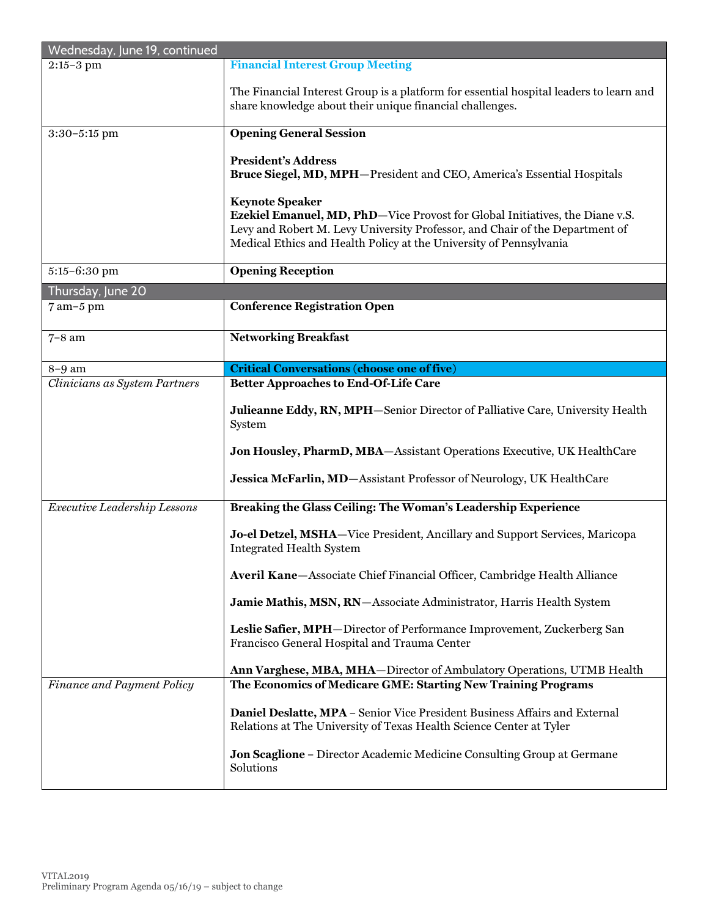| Wednesday, June 19, continued | |
|---|---|
| 2:15–3 pm | **Financial Interest Group Meeting**<br><br>The Financial Interest Group is a platform for essential hospital leaders to learn and share knowledge about their unique financial challenges. |
| 3:30–5:15 pm | **Opening General Session**<br><br>**President's Address**<br>**Bruce Siegel, MD, MPH**—President and CEO, America's Essential Hospitals<br><br>**Keynote Speaker**<br>**Ezekiel Emanuel, MD, PhD**—Vice Provost for Global Initiatives, the Diane v.S. Levy and Robert M. Levy University Professor, and Chair of the Department of Medical Ethics and Health Policy at the University of Pennsylvania |
| 5:15–6:30 pm | **Opening Reception** |
| **Thursday, June 20** | |
| 7 am–5 pm | **Conference Registration Open** |
| 7–8 am | **Networking Breakfast** |
| 8–9 am | **Critical Conversations (choose one of five)** |
| *Clinicians as System Partners* | **Better Approaches to End-Of-Life Care**<br><br>**Julieanne Eddy, RN, MPH**—Senior Director of Palliative Care, University Health System<br><br>**Jon Housley, PharmD, MBA**—Assistant Operations Executive, UK HealthCare<br><br>**Jessica McFarlin, MD**—Assistant Professor of Neurology, UK HealthCare |
| *Executive Leadership Lessons* | **Breaking the Glass Ceiling: The Woman's Leadership Experience**<br><br>**Jo-el Detzel, MSHA**—Vice President, Ancillary and Support Services, Maricopa Integrated Health System<br><br>**Averil Kane**—Associate Chief Financial Officer, Cambridge Health Alliance<br><br>**Jamie Mathis, MSN, RN**—Associate Administrator, Harris Health System<br><br>**Leslie Safier, MPH**—Director of Performance Improvement, Zuckerberg San Francisco General Hospital and Trauma Center<br><br>**Ann Varghese, MBA, MHA**—Director of Ambulatory Operations, UTMB Health |
| *Finance and Payment Policy* | **The Economics of Medicare GME: Starting New Training Programs**<br><br>**Daniel Deslatte, MPA** – Senior Vice President Business Affairs and External Relations at The University of Texas Health Science Center at Tyler<br><br>**Jon Scaglione** – Director Academic Medicine Consulting Group at Germane Solutions |

VITAL2019
Preliminary Program Agenda 05/16/19 – subject to change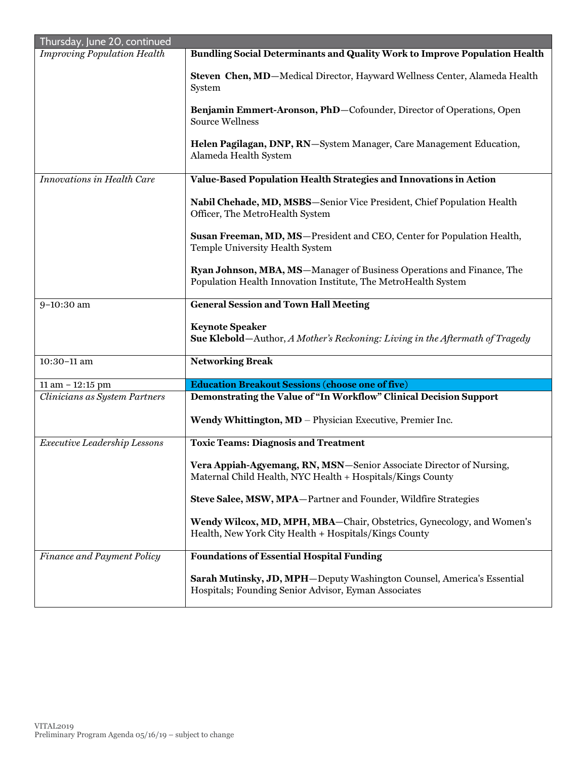| Thursday, June 20, continued | |
|---|---|
| *Improving Population Health* | **Bundling Social Determinants and Quality Work to Improve Population Health**<br><br>**Steven Chen, MD**—Medical Director, Hayward Wellness Center, Alameda Health System<br><br>**Benjamin Emmert-Aronson, PhD**—Cofounder, Director of Operations, Open Source Wellness<br><br>**Helen Pagilagan, DNP, RN**—System Manager, Care Management Education, Alameda Health System |
| *Innovations in Health Care* | **Value-Based Population Health Strategies and Innovations in Action**<br><br>**Nabil Chehade, MD, MSBS**—Senior Vice President, Chief Population Health Officer, The MetroHealth System<br><br>**Susan Freeman, MD, MS**—President and CEO, Center for Population Health, Temple University Health System<br><br>**Ryan Johnson, MBA, MS**—Manager of Business Operations and Finance, The Population Health Innovation Institute, The MetroHealth System |
| 9–10:30 am | **General Session and Town Hall Meeting**<br><br>**Keynote Speaker**<br>**Sue Klebold**—Author, *A Mother's Reckoning: Living in the Aftermath of Tragedy* |
| 10:30–11 am | **Networking Break** |
| 11 am – 12:15 pm | **Education Breakout Sessions (choose one of five)** |
| *Clinicians as System Partners* | **Demonstrating the Value of "In Workflow" Clinical Decision Support**<br><br>**Wendy Whittington, MD** – Physician Executive, Premier Inc. |
| *Executive Leadership Lessons* | **Toxic Teams: Diagnosis and Treatment**<br><br>**Vera Appiah-Agyemang, RN, MSN**—Senior Associate Director of Nursing, Maternal Child Health, NYC Health + Hospitals/Kings County<br><br>**Steve Salee, MSW, MPA**—Partner and Founder, Wildfire Strategies<br><br>**Wendy Wilcox, MD, MPH, MBA**—Chair, Obstetrics, Gynecology, and Women's Health, New York City Health + Hospitals/Kings County |
| *Finance and Payment Policy* | **Foundations of Essential Hospital Funding**<br><br>**Sarah Mutinsky, JD, MPH**—Deputy Washington Counsel, America's Essential Hospitals; Founding Senior Advisor, Eyman Associates |

VITAL2019
Preliminary Program Agenda 05/16/19 – subject to change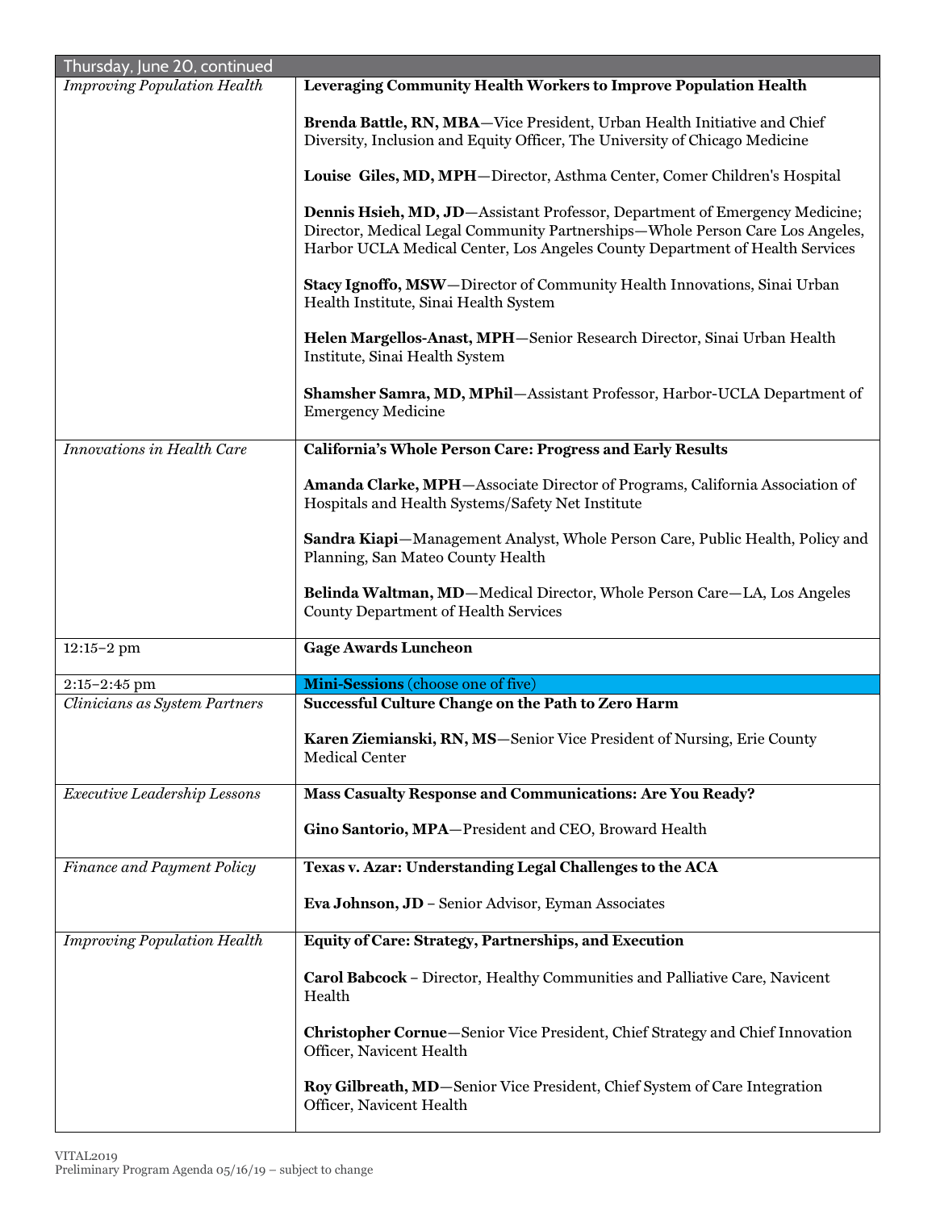| Thursday, June 20, continued | |
|---|---|
| *Improving Population Health* | **Leveraging Community Health Workers to Improve Population Health**<br><br>**Brenda Battle, RN, MBA**—Vice President, Urban Health Initiative and Chief Diversity, Inclusion and Equity Officer, The University of Chicago Medicine<br><br>**Louise Giles, MD, MPH**—Director, Asthma Center, Comer Children's Hospital<br><br>**Dennis Hsieh, MD, JD**—Assistant Professor, Department of Emergency Medicine; Director, Medical Legal Community Partnerships—Whole Person Care Los Angeles, Harbor UCLA Medical Center, Los Angeles County Department of Health Services<br><br>**Stacy Ignoffo, MSW**—Director of Community Health Innovations, Sinai Urban Health Institute, Sinai Health System<br><br>**Helen Margellos-Anast, MPH**—Senior Research Director, Sinai Urban Health Institute, Sinai Health System<br><br>**Shamsher Samra, MD, MPhil**—Assistant Professor, Harbor-UCLA Department of Emergency Medicine |
| *Innovations in Health Care* | **California's Whole Person Care: Progress and Early Results**<br><br>**Amanda Clarke, MPH**—Associate Director of Programs, California Association of Hospitals and Health Systems/Safety Net Institute<br><br>**Sandra Kiapi**—Management Analyst, Whole Person Care, Public Health, Policy and Planning, San Mateo County Health<br><br>**Belinda Waltman, MD**—Medical Director, Whole Person Care—LA, Los Angeles County Department of Health Services |
| 12:15–2 pm | **Gage Awards Luncheon** |
| 2:15–2:45 pm | **Mini-Sessions** (choose one of five) |
| *Clinicians as System Partners* | **Successful Culture Change on the Path to Zero Harm**<br><br>**Karen Ziemianski, RN, MS**—Senior Vice President of Nursing, Erie County Medical Center |
| *Executive Leadership Lessons* | **Mass Casualty Response and Communications: Are You Ready?**<br><br>**Gino Santorio, MPA**—President and CEO, Broward Health |
| *Finance and Payment Policy* | **Texas v. Azar: Understanding Legal Challenges to the ACA**<br><br>**Eva Johnson, JD** – Senior Advisor, Eyman Associates |
| *Improving Population Health* | **Equity of Care: Strategy, Partnerships, and Execution**<br><br>**Carol Babcock** – Director, Healthy Communities and Palliative Care, Navicent Health<br><br>**Christopher Cornue**—Senior Vice President, Chief Strategy and Chief Innovation Officer, Navicent Health<br><br>**Roy Gilbreath, MD**—Senior Vice President, Chief System of Care Integration Officer, Navicent Health |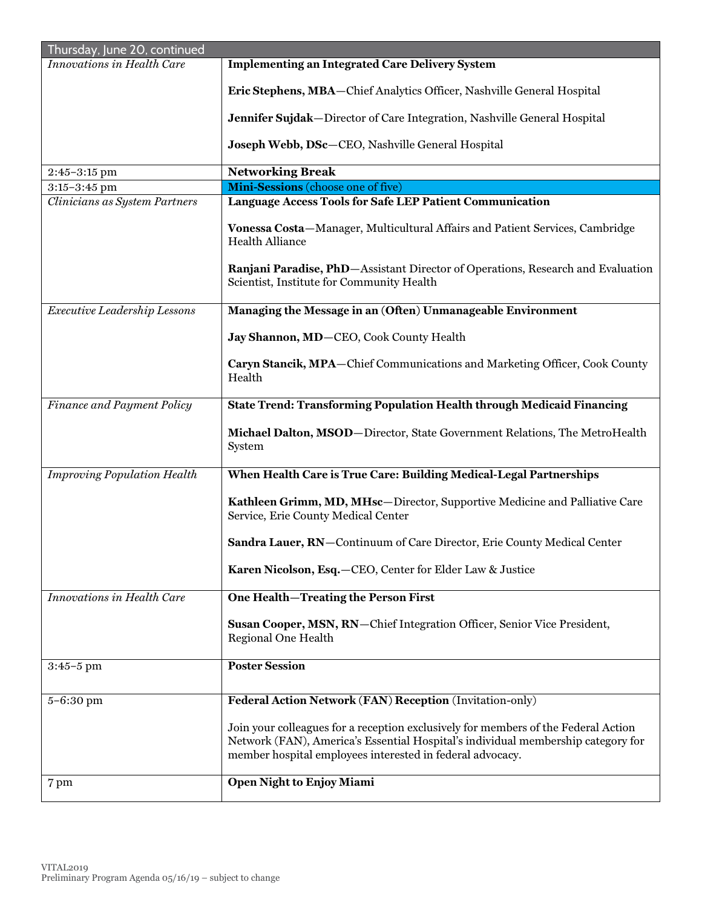| Thursday, June 20, continued | |
|---|---|
| *Innovations in Health Care* | **Implementing an Integrated Care Delivery System**<br><br>**Eric Stephens, MBA**—Chief Analytics Officer, Nashville General Hospital<br><br>**Jennifer Sujdak**—Director of Care Integration, Nashville General Hospital<br><br>**Joseph Webb, DSc**—CEO, Nashville General Hospital |
| 2:45–3:15 pm | **Networking Break** |
| 3:15–3:45 pm | **Mini-Sessions** (choose one of five) |
| *Clinicians as System Partners* | **Language Access Tools for Safe LEP Patient Communication**<br><br>**Vonessa Costa**—Manager, Multicultural Affairs and Patient Services, Cambridge Health Alliance<br><br>**Ranjani Paradise, PhD**—Assistant Director of Operations, Research and Evaluation Scientist, Institute for Community Health |
| *Executive Leadership Lessons* | **Managing the Message in an (Often) Unmanageable Environment**<br><br>**Jay Shannon, MD**—CEO, Cook County Health<br><br>**Caryn Stancik, MPA**—Chief Communications and Marketing Officer, Cook County Health |
| *Finance and Payment Policy* | **State Trend: Transforming Population Health through Medicaid Financing**<br><br>**Michael Dalton, MSOD**—Director, State Government Relations, The MetroHealth System |
| *Improving Population Health* | **When Health Care is True Care: Building Medical-Legal Partnerships**<br><br>**Kathleen Grimm, MD, MHsc**—Director, Supportive Medicine and Palliative Care Service, Erie County Medical Center<br><br>**Sandra Lauer, RN**—Continuum of Care Director, Erie County Medical Center<br><br>**Karen Nicolson, Esq.**—CEO, Center for Elder Law & Justice |
| *Innovations in Health Care* | **One Health—Treating the Person First**<br><br>**Susan Cooper, MSN, RN**—Chief Integration Officer, Senior Vice President, Regional One Health |
| 3:45–5 pm | **Poster Session** |
| 5–6:30 pm | **Federal Action Network (FAN) Reception** (Invitation-only)<br><br>Join your colleagues for a reception exclusively for members of the Federal Action Network (FAN), America's Essential Hospital's individual membership category for member hospital employees interested in federal advocacy. |
| 7 pm | **Open Night to Enjoy Miami** |

VITAL2019
Preliminary Program Agenda 05/16/19 – subject to change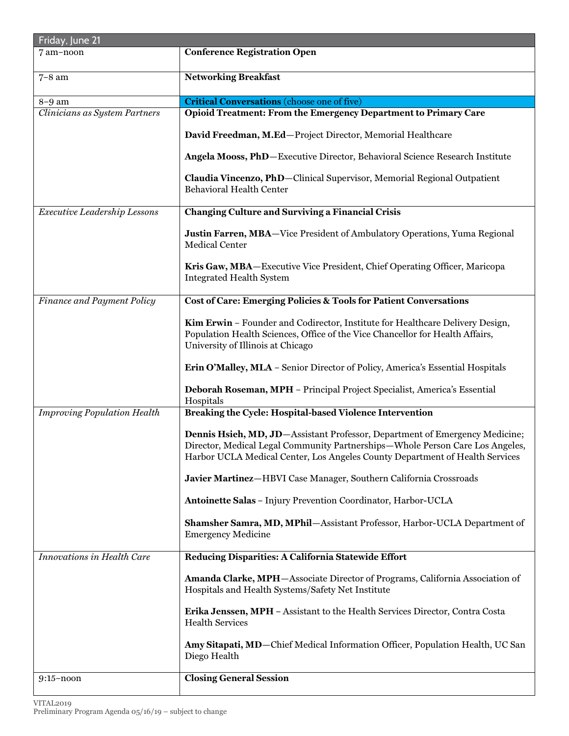| Friday, June 21 | |
|---|---|
| 7 am–noon | **Conference Registration Open** |
| 7–8 am | **Networking Breakfast** |
| 8–9 am | **Critical Conversations** (choose one of five) |
| *Clinicians as System Partners* | **Opioid Treatment: From the Emergency Department to Primary Care**<br><br>**David Freedman, M.Ed**—Project Director, Memorial Healthcare<br><br>**Angela Mooss, PhD**—Executive Director, Behavioral Science Research Institute<br><br>**Claudia Vincenzo, PhD**—Clinical Supervisor, Memorial Regional Outpatient Behavioral Health Center |
| *Executive Leadership Lessons* | **Changing Culture and Surviving a Financial Crisis**<br><br>**Justin Farren, MBA**—Vice President of Ambulatory Operations, Yuma Regional Medical Center<br><br>**Kris Gaw, MBA**—Executive Vice President, Chief Operating Officer, Maricopa Integrated Health System |
| *Finance and Payment Policy* | **Cost of Care: Emerging Policies & Tools for Patient Conversations**<br><br>**Kim Erwin** – Founder and Codirector, Institute for Healthcare Delivery Design, Population Health Sciences, Office of the Vice Chancellor for Health Affairs, University of Illinois at Chicago<br><br>**Erin O'Malley, MLA** – Senior Director of Policy, America's Essential Hospitals<br><br>**Deborah Roseman, MPH** – Principal Project Specialist, America's Essential Hospitals |
| *Improving Population Health* | **Breaking the Cycle: Hospital-based Violence Intervention**<br><br>**Dennis Hsieh, MD, JD**—Assistant Professor, Department of Emergency Medicine; Director, Medical Legal Community Partnerships—Whole Person Care Los Angeles, Harbor UCLA Medical Center, Los Angeles County Department of Health Services<br><br>**Javier Martinez**—HBVI Case Manager, Southern California Crossroads<br><br>**Antoinette Salas** – Injury Prevention Coordinator, Harbor-UCLA<br><br>**Shamsher Samra, MD, MPhil**—Assistant Professor, Harbor-UCLA Department of Emergency Medicine |
| *Innovations in Health Care* | **Reducing Disparities: A California Statewide Effort**<br><br>**Amanda Clarke, MPH**—Associate Director of Programs, California Association of Hospitals and Health Systems/Safety Net Institute<br><br>**Erika Jenssen, MPH** – Assistant to the Health Services Director, Contra Costa Health Services<br><br>**Amy Sitapati, MD**—Chief Medical Information Officer, Population Health, UC San Diego Health |
| 9:15–noon | **Closing General Session** |

VITAL2019
Preliminary Program Agenda 05/16/19 – subject to change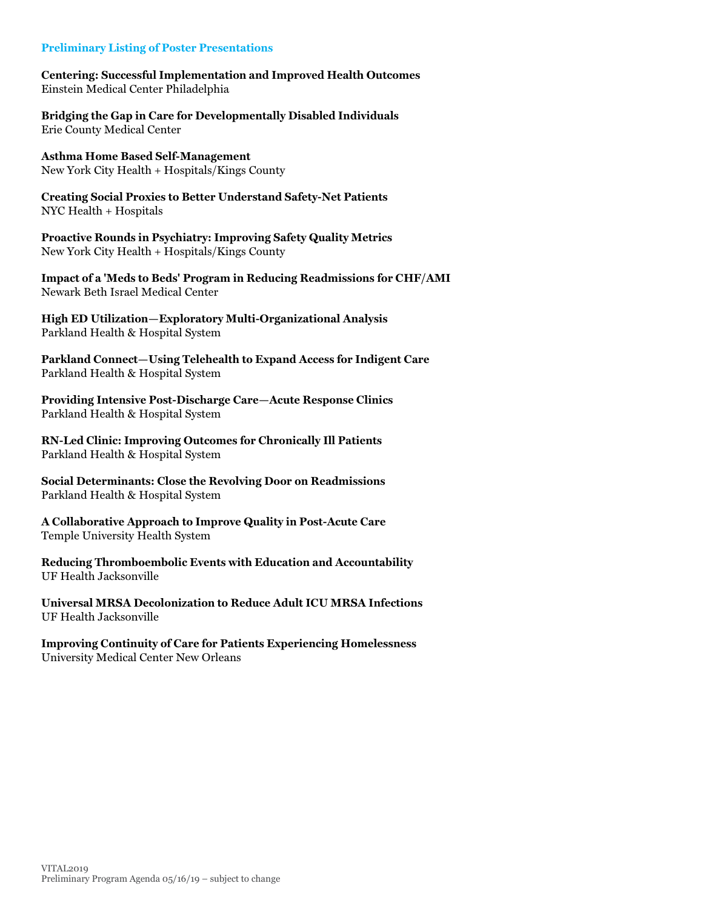## Preliminary Listing of Poster Presentations

**Centering: Successful Implementation and Improved Health Outcomes**
Einstein Medical Center Philadelphia

**Bridging the Gap in Care for Developmentally Disabled Individuals**
Erie County Medical Center

**Asthma Home Based Self-Management**
New York City Health + Hospitals/Kings County

**Creating Social Proxies to Better Understand Safety-Net Patients**
NYC Health + Hospitals

**Proactive Rounds in Psychiatry: Improving Safety Quality Metrics**
New York City Health + Hospitals/Kings County

**Impact of a 'Meds to Beds' Program in Reducing Readmissions for CHF/AMI**
Newark Beth Israel Medical Center

**High ED Utilization—Exploratory Multi-Organizational Analysis**
Parkland Health & Hospital System

**Parkland Connect—Using Telehealth to Expand Access for Indigent Care**
Parkland Health & Hospital System

**Providing Intensive Post-Discharge Care—Acute Response Clinics**
Parkland Health & Hospital System

**RN-Led Clinic: Improving Outcomes for Chronically Ill Patients**
Parkland Health & Hospital System

**Social Determinants: Close the Revolving Door on Readmissions**
Parkland Health & Hospital System

**A Collaborative Approach to Improve Quality in Post-Acute Care**
Temple University Health System

**Reducing Thromboembolic Events with Education and Accountability**
UF Health Jacksonville

**Universal MRSA Decolonization to Reduce Adult ICU MRSA Infections**
UF Health Jacksonville

**Improving Continuity of Care for Patients Experiencing Homelessness**
University Medical Center New Orleans